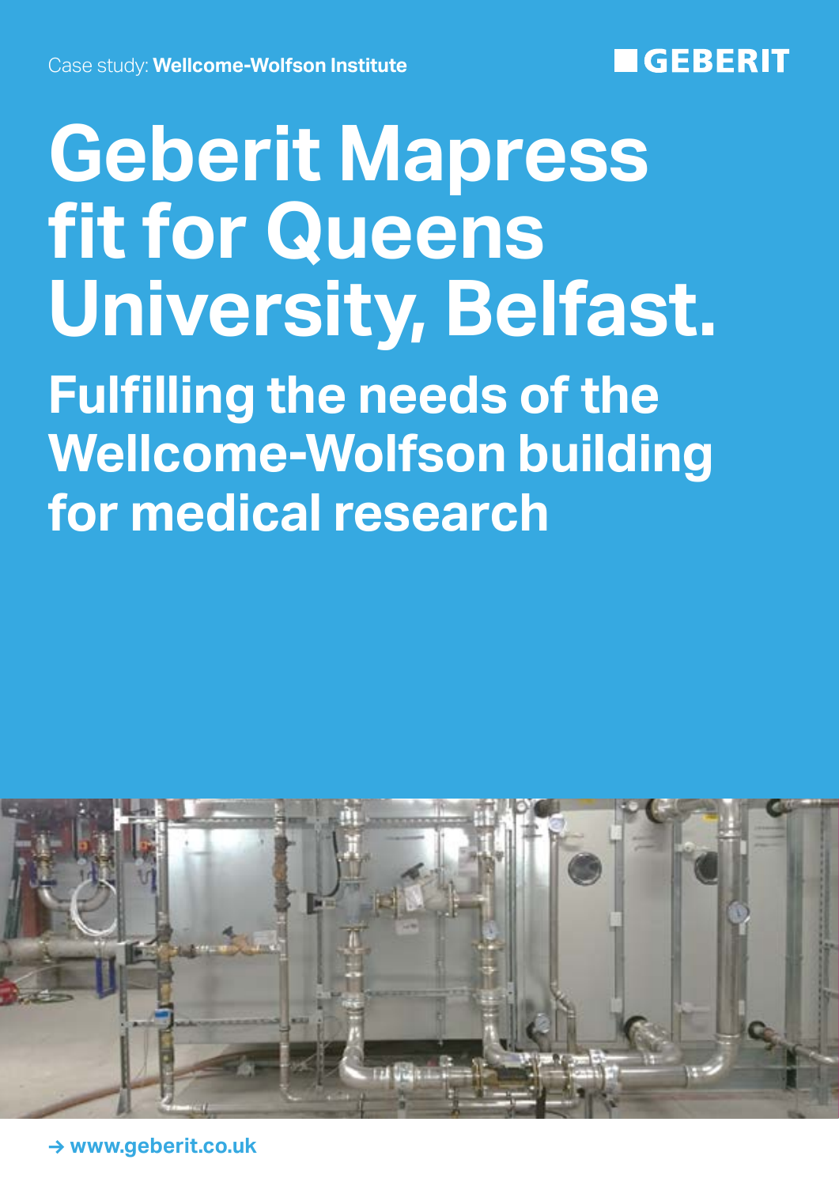Case study: **Wellcome-Wolfson Institute**

GEBERIT

# Geberit Mapress fit for Queens University, Belfast.

## Fulfilling the needs of the Wellcome-Wolfson building for medical research

→ **www.geberit.co.uk**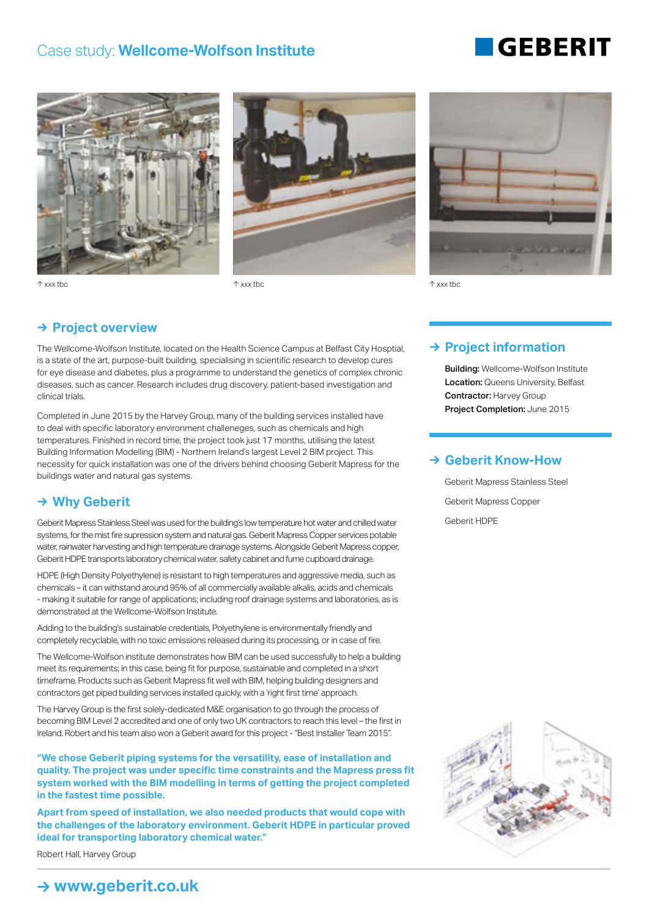# Case study: **Wellcome-Wolfson Institute**

GEBERIT

↑ xxx tbc

↑ xxx tbc

↑ xxx tbc

## → Project overview

The Wellcome-Wolfson Institute, located on the Health Science Campus at Belfast City Hosptial, is a state of the art, purpose-built building, specialising in scientific research to develop cures for eye disease and diabetes, plus a programme to understand the genetics of complex chronic diseases, such as cancer. Research includes drug discovery, patient-based investigation and clinical trials.

Completed in June 2015 by the Harvey Group, many of the building services installed have to deal with specific laboratory environment challeneges, such as chemicals and high temperatures. Finished in record time, the project took just 17 months, utilising the latest Building Information Modelling (BIM) - Northern Ireland's largest Level 2 BIM project. This necessity for quick installation was one of the drivers behind choosing Geberit Mapress for the buildings water and natural gas systems.

## → Why Geberit

Geberit Mapress Stainless Steel was used for the building's low temperature hot water and chilled water systems, for the mist fire supression system and natural gas. Geberit Mapress Copper services potable water, rainwater harvesting and high temperature drainage systems. Alongside Geberit Mapress copper, Geberit HDPE transports laboratory chemical water, safety cabinet and fume cupboard drainage.

HDPE (High Density Polyethylene) is resistant to high temperatures and aggressive media, such as chemicals – it can withstand around 95% of all commercially available alkalis, acids and chemicals - making it suitable for range of applications; including roof drainage systems and laboratories, as is demonstrated at the Wellcome-Wolfson Institute.

Adding to the building's sustainable credentials, Polyethylene is environmentally friendly and completely recyclable, with no toxic emissions released during its processing, or in case of fire.

The Wellcome-Wolfson institute demonstrates how BIM can be used successfully to help a building meet its requirements; in this case, being fit for purpose, sustainable and completed in a short timeframe. Products such as Geberit Mapress fit well with BIM, helping building designers and contractors get piped building services installed quickly, with a 'right first time' approach.

The Harvey Group is the first solely-dedicated M&E organisation to go through the process of becoming BIM Level 2 accredited and one of only two UK contractors to reach this level – the first in Ireland. Robert and his team also won a Geberit award for this project - "Best Installer Team 2015".

**"We chose Geberit piping systems for the versatility, ease of installation and quality. The project was under specific time constraints and the Mapress press fit system worked with the BIM modelling in terms of getting the project completed in the fastest time possible.**

**Apart from speed of installation, we also needed products that would cope with the challenges of the laboratory environment. Geberit HDPE in particular proved ideal for transporting laboratory chemical water."**

Robert Hall, Harvey Group

## → Project information

**Building:** Wellcome-Wolfson Institute
**Location:** Queens University, Belfast
**Contractor:** Harvey Group
**Project Completion:** June 2015

## → Geberit Know-How

Geberit Mapress Stainless Steel

Geberit Mapress Copper

Geberit HDPE

**→ www.geberit.co.uk**